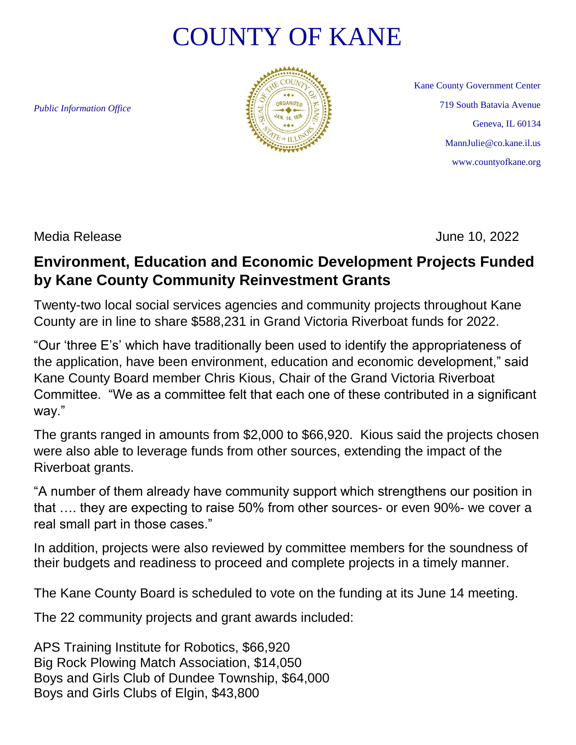# COUNTY OF KANE

*Public Information Office*

Kane County Government Center
719 South Batavia Avenue
Geneva, IL 60134
MannJulie@co.kane.il.us
www.countyofkane.org

Media Release June 10, 2022

## Environment, Education and Economic Development Projects Funded by Kane County Community Reinvestment Grants

Twenty-two local social services agencies and community projects throughout Kane County are in line to share $588,231 in Grand Victoria Riverboat funds for 2022.

"Our 'three E's' which have traditionally been used to identify the appropriateness of the application, have been environment, education and economic development," said Kane County Board member Chris Kious, Chair of the Grand Victoria Riverboat Committee. "We as a committee felt that each one of these contributed in a significant way."

The grants ranged in amounts from $2,000 to $66,920. Kious said the projects chosen were also able to leverage funds from other sources, extending the impact of the Riverboat grants.

"A number of them already have community support which strengthens our position in that …. they are expecting to raise 50% from other sources- or even 90%- we cover a real small part in those cases."

In addition, projects were also reviewed by committee members for the soundness of their budgets and readiness to proceed and complete projects in a timely manner.

The Kane County Board is scheduled to vote on the funding at its June 14 meeting.

The 22 community projects and grant awards included:

APS Training Institute for Robotics, $66,920
Big Rock Plowing Match Association, $14,050
Boys and Girls Club of Dundee Township, $64,000
Boys and Girls Clubs of Elgin, $43,800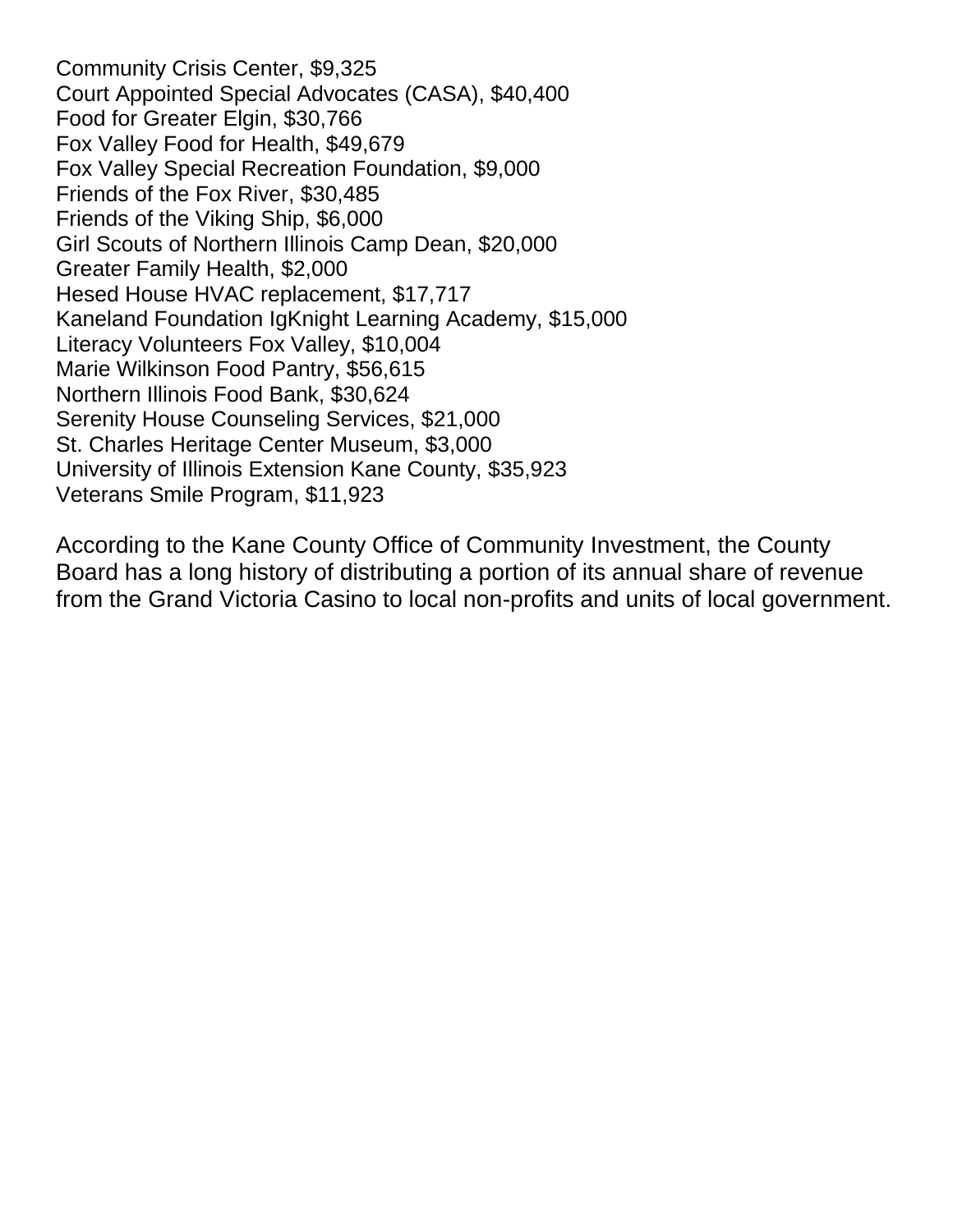Community Crisis Center, $9,325
Court Appointed Special Advocates (CASA), $40,400
Food for Greater Elgin, $30,766
Fox Valley Food for Health, $49,679
Fox Valley Special Recreation Foundation, $9,000
Friends of the Fox River, $30,485
Friends of the Viking Ship, $6,000
Girl Scouts of Northern Illinois Camp Dean, $20,000
Greater Family Health, $2,000
Hesed House HVAC replacement, $17,717
Kaneland Foundation IgKnight Learning Academy, $15,000
Literacy Volunteers Fox Valley, $10,004
Marie Wilkinson Food Pantry, $56,615
Northern Illinois Food Bank, $30,624
Serenity House Counseling Services, $21,000
St. Charles Heritage Center Museum, $3,000
University of Illinois Extension Kane County, $35,923
Veterans Smile Program, $11,923

According to the Kane County Office of Community Investment, the County Board has a long history of distributing a portion of its annual share of revenue from the Grand Victoria Casino to local non-profits and units of local government.